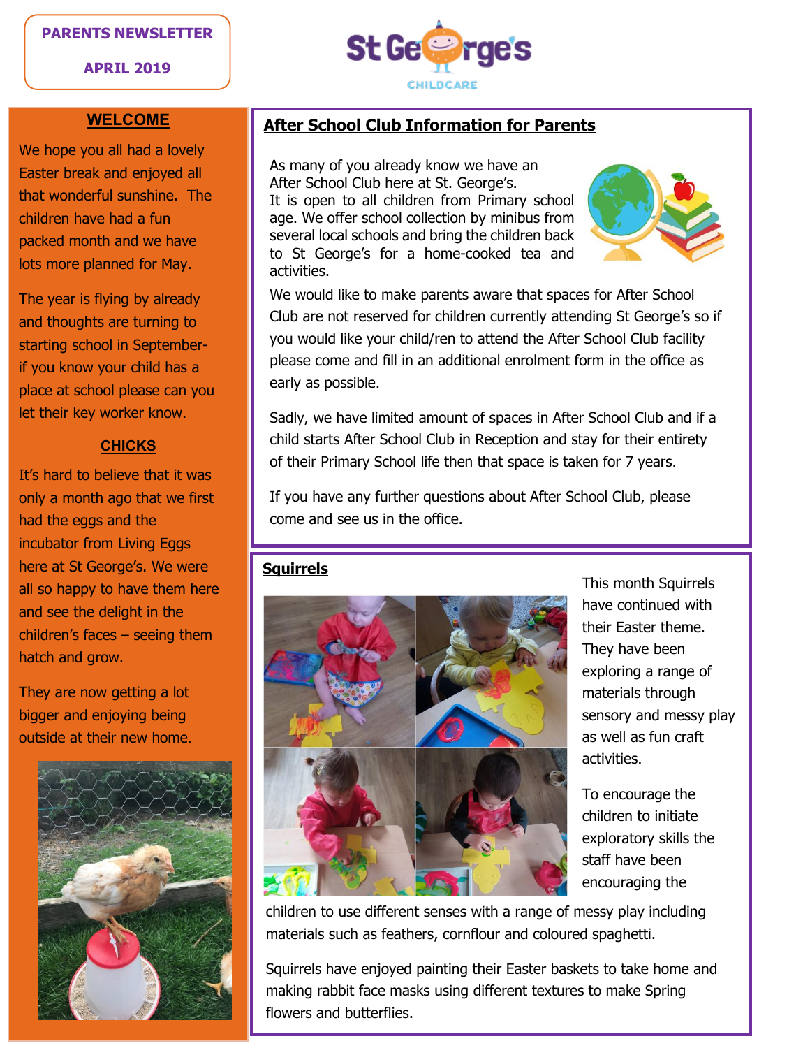PARENTS NEWSLETTER

APRIL 2019

St George's CHILDCARE

## WELCOME

We hope you all had a lovely Easter break and enjoyed all that wonderful sunshine. The children have had a fun packed month and we have lots more planned for May.

The year is flying by already and thoughts are turning to starting school in September- if you know your child has a place at school please can you let their key worker know.

## CHICKS

It's hard to believe that it was only a month ago that we first had the eggs and the incubator from Living Eggs here at St George's. We were all so happy to have them here and see the delight in the children's faces – seeing them hatch and grow.

They are now getting a lot bigger and enjoying being outside at their new home.

## After School Club Information for Parents

As many of you already know we have an After School Club here at St. George's. It is open to all children from Primary school age. We offer school collection by minibus from several local schools and bring the children back to St George's for a home-cooked tea and activities.

We would like to make parents aware that spaces for After School Club are not reserved for children currently attending St George's so if you would like your child/ren to attend the After School Club facility please come and fill in an additional enrolment form in the office as early as possible.

Sadly, we have limited amount of spaces in After School Club and if a child starts After School Club in Reception and stay for their entirety of their Primary School life then that space is taken for 7 years.

If you have any further questions about After School Club, please come and see us in the office.

## Squirrels

This month Squirrels have continued with their Easter theme. They have been exploring a range of materials through sensory and messy play as well as fun craft activities.

To encourage the children to initiate exploratory skills the staff have been encouraging the children to use different senses with a range of messy play including materials such as feathers, cornflour and coloured spaghetti.

Squirrels have enjoyed painting their Easter baskets to take home and making rabbit face masks using different textures to make Spring flowers and butterflies.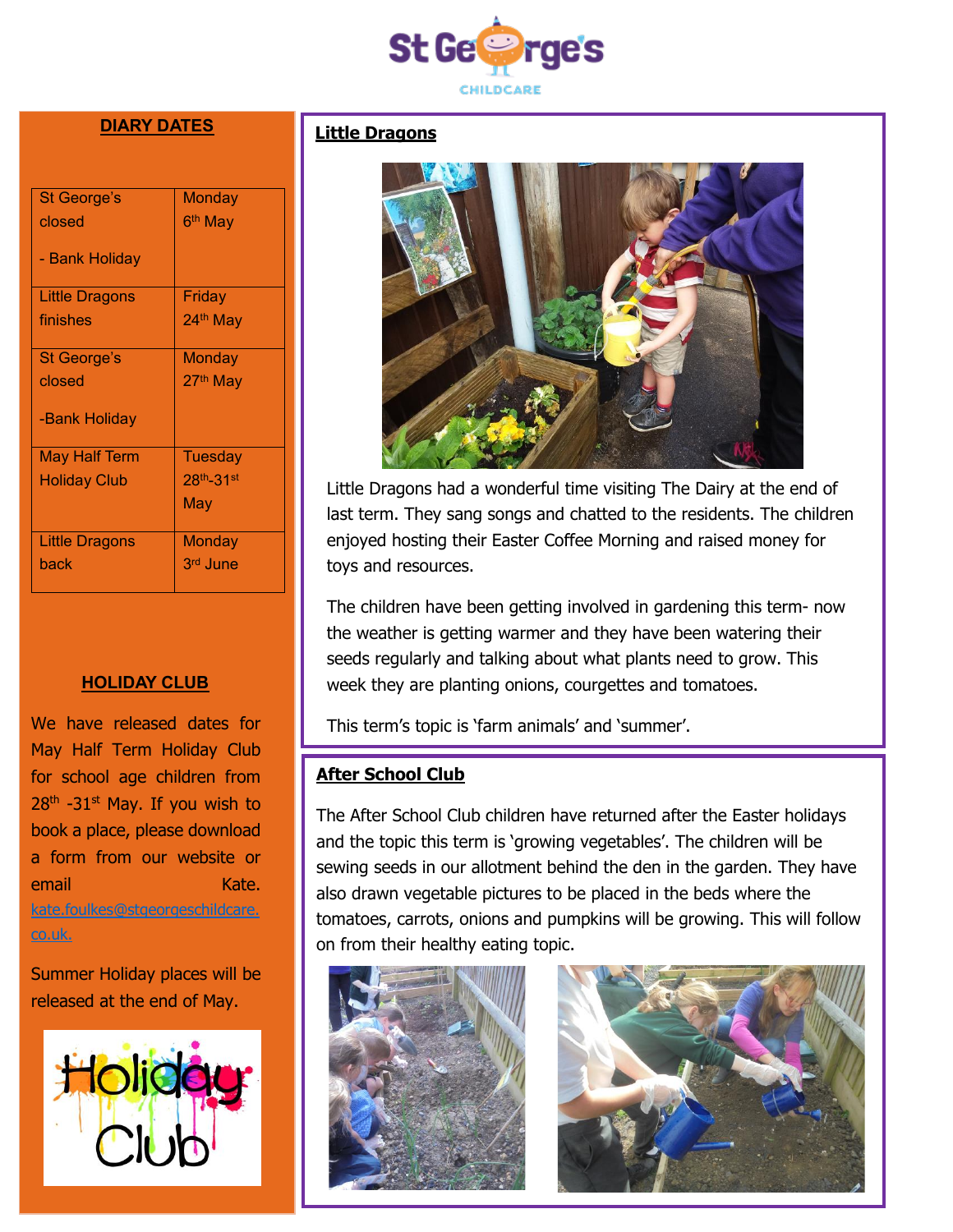## DIARY DATES

| | |
|---|---|
| St George's closed - Bank Holiday | Monday 6th May |
| Little Dragons finishes | Friday 24th May |
| St George's closed -Bank Holiday | Monday 27th May |
| May Half Term Holiday Club | Tuesday 28th-31st May |
| Little Dragons back | Monday 3rd June |

## HOLIDAY CLUB

We have released dates for May Half Term Holiday Club for school age children from 28th -31st May. If you wish to book a place, please download a form from our website or email Kate. kate.foulkes@stgeorgeschildcare.co.uk.

Summer Holiday places will be released at the end of May.

## Little Dragons

Little Dragons had a wonderful time visiting The Dairy at the end of last term. They sang songs and chatted to the residents. The children enjoyed hosting their Easter Coffee Morning and raised money for toys and resources.

The children have been getting involved in gardening this term- now the weather is getting warmer and they have been watering their seeds regularly and talking about what plants need to grow. This week they are planting onions, courgettes and tomatoes.

This term's topic is 'farm animals' and 'summer'.

## After School Club

The After School Club children have returned after the Easter holidays and the topic this term is 'growing vegetables'. The children will be sewing seeds in our allotment behind the den in the garden. They have also drawn vegetable pictures to be placed in the beds where the tomatoes, carrots, onions and pumpkins will be growing. This will follow on from their healthy eating topic.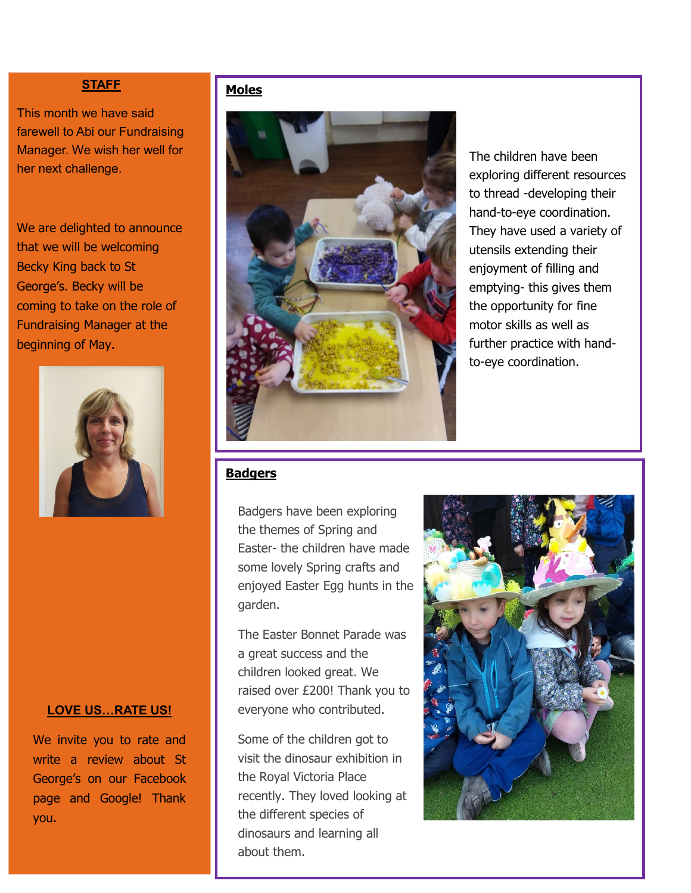## STAFF

This month we have said farewell to Abi our Fundraising Manager. We wish her well for her next challenge.

We are delighted to announce that we will be welcoming Becky King back to St George's. Becky will be coming to take on the role of Fundraising Manager at the beginning of May.

## LOVE US…RATE US!

We invite you to rate and write a review about St George's on our Facebook page and Google! Thank you.

## Moles

The children have been exploring different resources to thread -developing their hand-to-eye coordination. They have used a variety of utensils extending their enjoyment of filling and emptying- this gives them the opportunity for fine motor skills as well as further practice with hand-to-eye coordination.

## Badgers

Badgers have been exploring the themes of Spring and Easter- the children have made some lovely Spring crafts and enjoyed Easter Egg hunts in the garden.

The Easter Bonnet Parade was a great success and the children looked great. We raised over £200! Thank you to everyone who contributed.

Some of the children got to visit the dinosaur exhibition in the Royal Victoria Place recently. They loved looking at the different species of dinosaurs and learning all about them.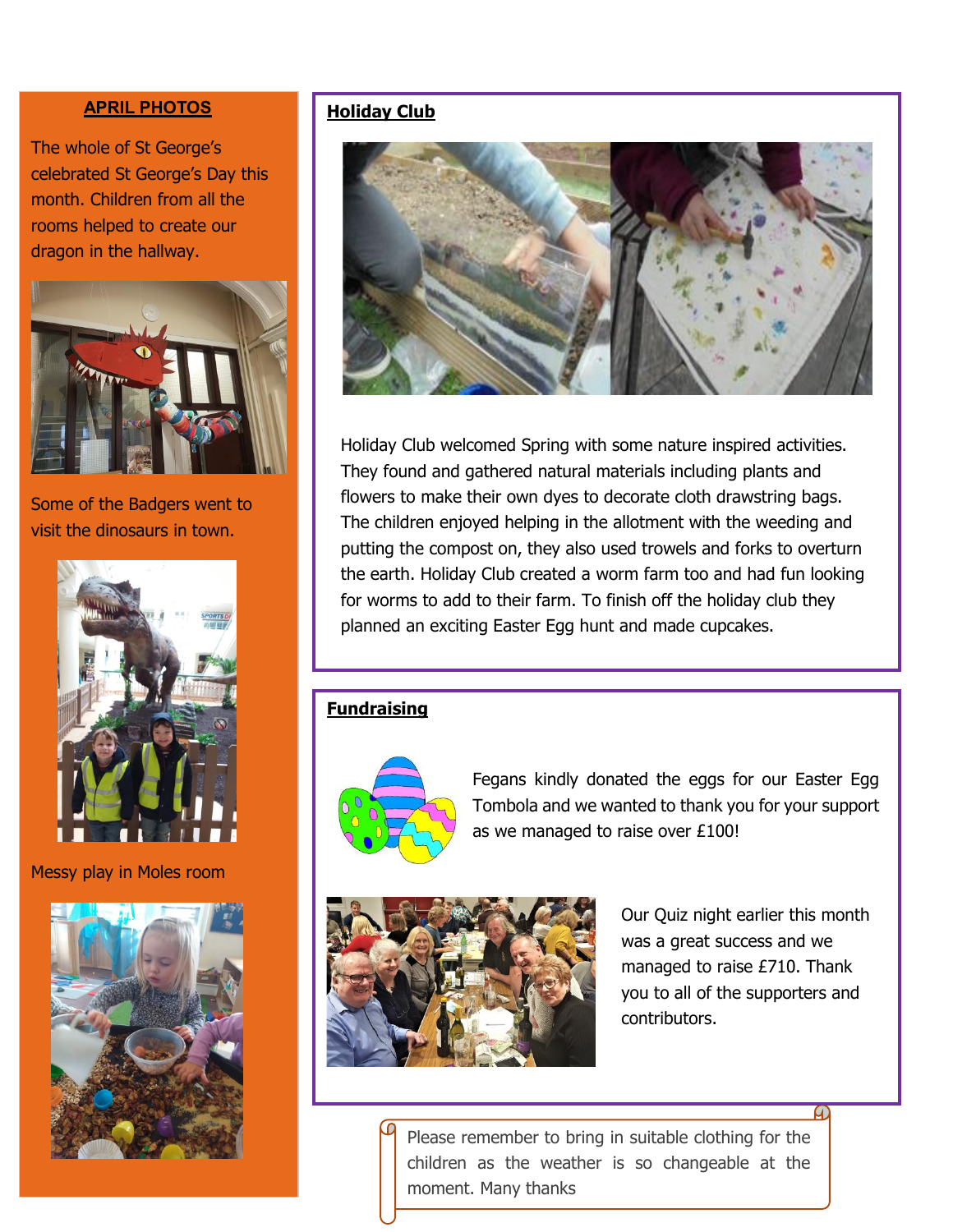## APRIL PHOTOS

The whole of St George's celebrated St George's Day this month. Children from all the rooms helped to create our dragon in the hallway.

Some of the Badgers went to visit the dinosaurs in town.

Messy play in Moles room

## Holiday Club

Holiday Club welcomed Spring with some nature inspired activities. They found and gathered natural materials including plants and flowers to make their own dyes to decorate cloth drawstring bags. The children enjoyed helping in the allotment with the weeding and putting the compost on, they also used trowels and forks to overturn the earth. Holiday Club created a worm farm too and had fun looking for worms to add to their farm. To finish off the holiday club they planned an exciting Easter Egg hunt and made cupcakes.

## Fundraising

Fegans kindly donated the eggs for our Easter Egg Tombola and we wanted to thank you for your support as we managed to raise over £100!

Our Quiz night earlier this month was a great success and we managed to raise £710. Thank you to all of the supporters and contributors.

Please remember to bring in suitable clothing for the children as the weather is so changeable at the moment. Many thanks